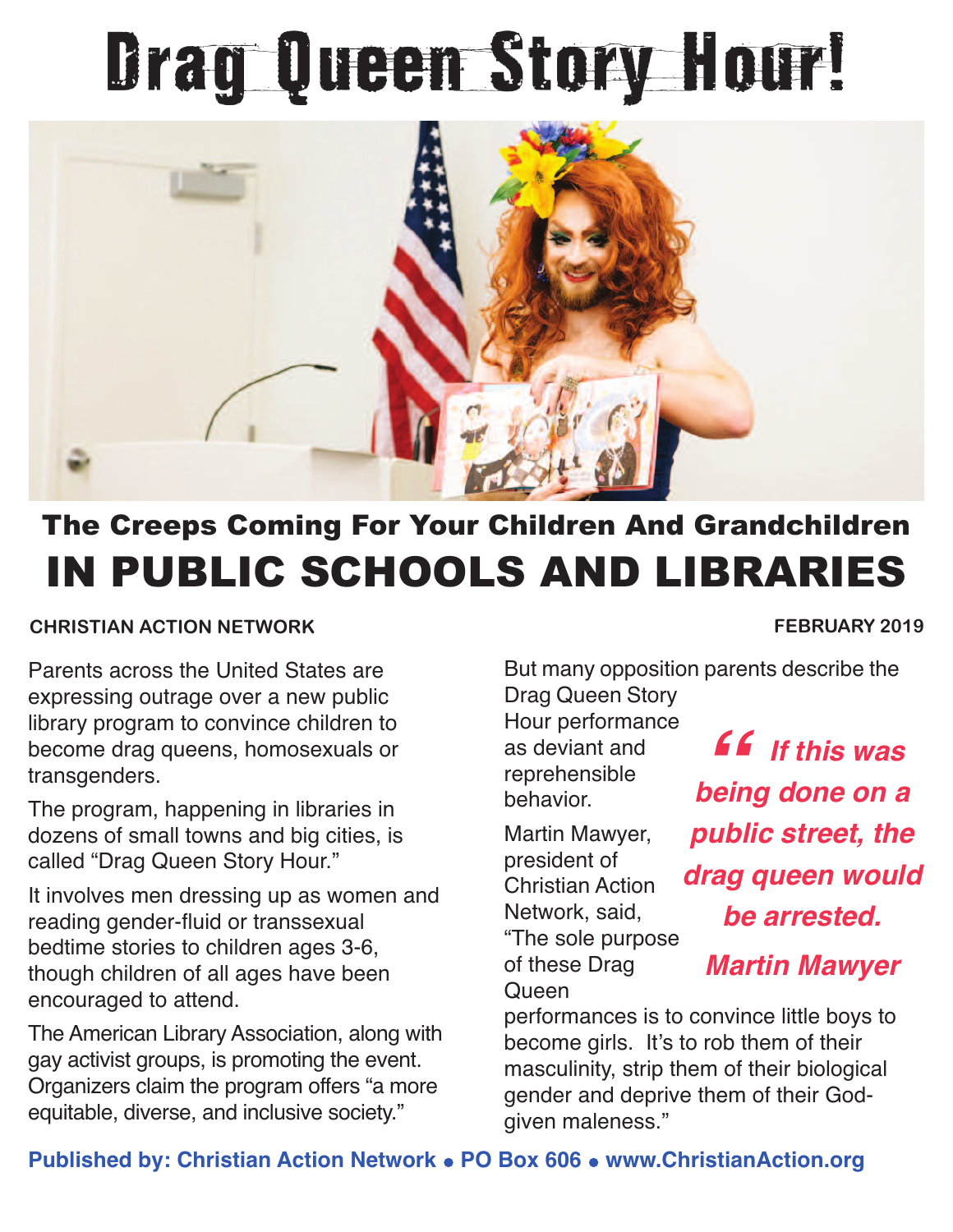# Drag Queen Story Hour!

## The Creeps Coming For Your Children And Grandchildren

# IN PUBLIC SCHOOLS AND LIBRARIES

**CHRISTIAN ACTION NETWORK** **FEBRUARY 2019**

Parents across the United States are expressing outrage over a new public library program to convince children to become drag queens, homosexuals or transgenders.

The program, happening in libraries in dozens of small towns and big cities, is called "Drag Queen Story Hour."

It involves men dressing up as women and reading gender-fluid or transsexual bedtime stories to children ages 3-6, though children of all ages have been encouraged to attend.

The American Library Association, along with gay activist groups, is promoting the event. Organizers claim the program offers "a more equitable, diverse, and inclusive society."

But many opposition parents describe the Drag Queen Story Hour performance as deviant and reprehensible behavior.

Martin Mawyer, president of Christian Action Network, said, "The sole purpose of these Drag Queen performances is to convince little boys to become girls. It's to rob them of their masculinity, strip them of their biological gender and deprive them of their God-given maleness."

> ***"If this was being done on a public street, the drag queen would be arrested.***
>
> ***Martin Mawyer***

**Published by: Christian Action Network • PO Box 606 • www.ChristianAction.org**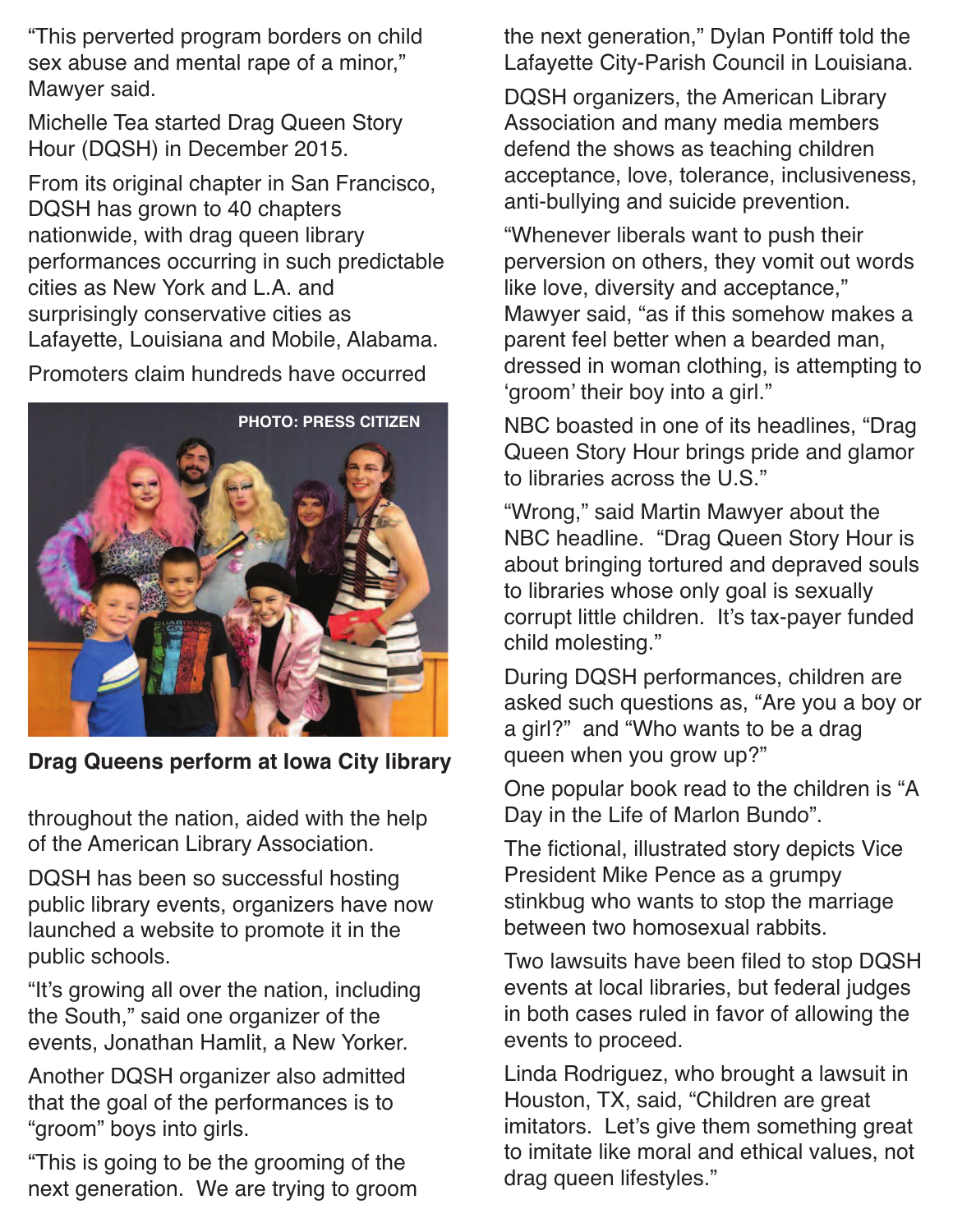"This perverted program borders on child sex abuse and mental rape of a minor," Mawyer said.

Michelle Tea started Drag Queen Story Hour (DQSH) in December 2015.

From its original chapter in San Francisco, DQSH has grown to 40 chapters nationwide, with drag queen library performances occurring in such predictable cities as New York and L.A. and surprisingly conservative cities as Lafayette, Louisiana and Mobile, Alabama.

Promoters claim hundreds have occurred throughout the nation, aided with the help of the American Library Association.

PHOTO: PRESS CITIZEN

**Drag Queens perform at Iowa City library**

DQSH has been so successful hosting public library events, organizers have now launched a website to promote it in the public schools.

"It's growing all over the nation, including the South," said one organizer of the events, Jonathan Hamlit, a New Yorker.

Another DQSH organizer also admitted that the goal of the performances is to "groom" boys into girls.

"This is going to be the grooming of the next generation. We are trying to groom the next generation," Dylan Pontiff told the Lafayette City-Parish Council in Louisiana.

DQSH organizers, the American Library Association and many media members defend the shows as teaching children acceptance, love, tolerance, inclusiveness, anti-bullying and suicide prevention.

"Whenever liberals want to push their perversion on others, they vomit out words like love, diversity and acceptance," Mawyer said, "as if this somehow makes a parent feel better when a bearded man, dressed in woman clothing, is attempting to 'groom' their boy into a girl."

NBC boasted in one of its headlines, "Drag Queen Story Hour brings pride and glamor to libraries across the U.S."

"Wrong," said Martin Mawyer about the NBC headline. "Drag Queen Story Hour is about bringing tortured and depraved souls to libraries whose only goal is sexually corrupt little children. It's tax-payer funded child molesting."

During DQSH performances, children are asked such questions as, "Are you a boy or a girl?" and "Who wants to be a drag queen when you grow up?"

One popular book read to the children is "A Day in the Life of Marlon Bundo".

The fictional, illustrated story depicts Vice President Mike Pence as a grumpy stinkbug who wants to stop the marriage between two homosexual rabbits.

Two lawsuits have been filed to stop DQSH events at local libraries, but federal judges in both cases ruled in favor of allowing the events to proceed.

Linda Rodriguez, who brought a lawsuit in Houston, TX, said, "Children are great imitators. Let's give them something great to imitate like moral and ethical values, not drag queen lifestyles."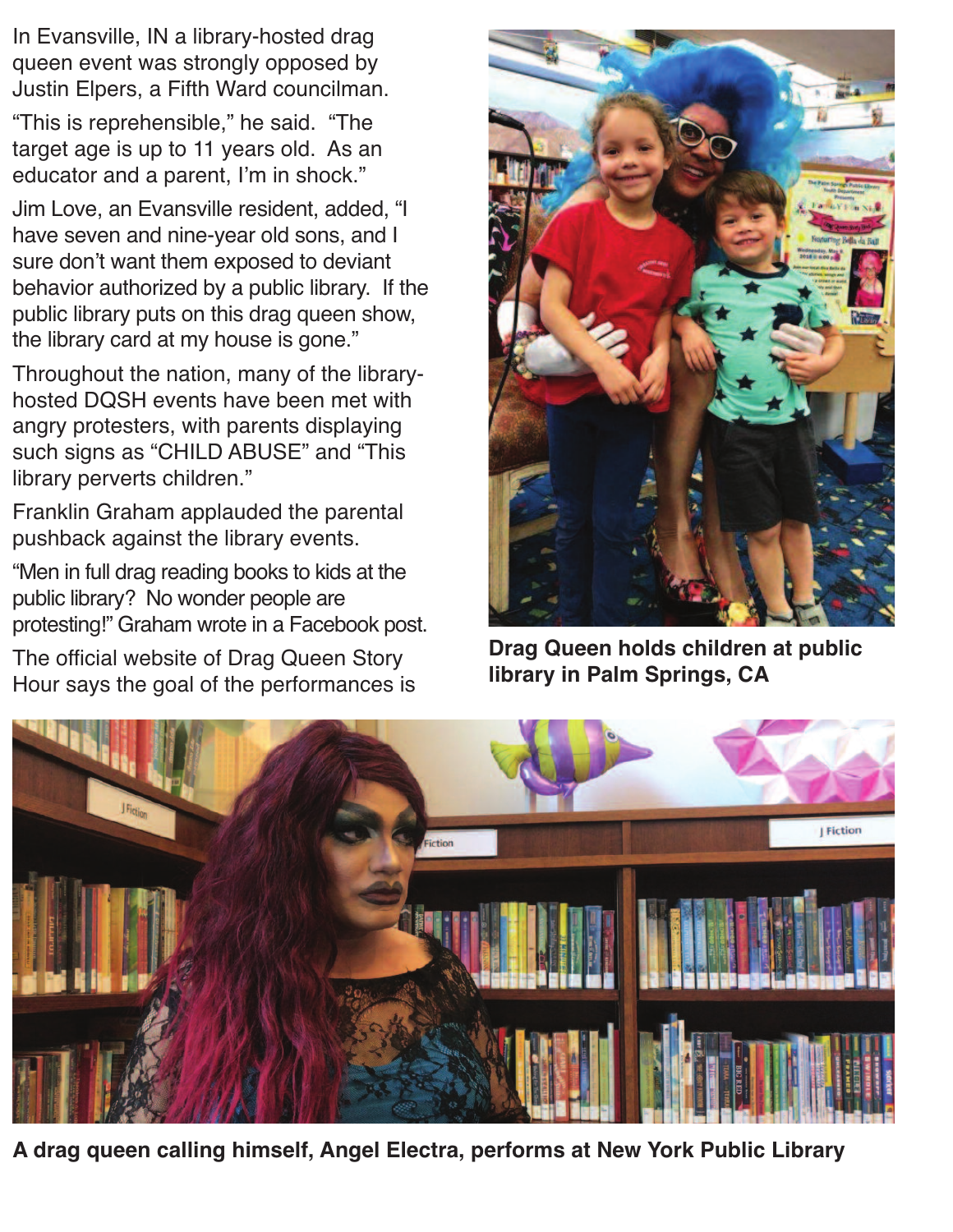In Evansville, IN a library-hosted drag queen event was strongly opposed by Justin Elpers, a Fifth Ward councilman.

"This is reprehensible," he said. "The target age is up to 11 years old. As an educator and a parent, I'm in shock."

Jim Love, an Evansville resident, added, "I have seven and nine-year old sons, and I sure don't want them exposed to deviant behavior authorized by a public library. If the public library puts on this drag queen show, the library card at my house is gone."

Throughout the nation, many of the library-hosted DQSH events have been met with angry protesters, with parents displaying such signs as "CHILD ABUSE" and "This library perverts children."

Franklin Graham applauded the parental pushback against the library events.

"Men in full drag reading books to kids at the public library? No wonder people are protesting!" Graham wrote in a Facebook post.

The official website of Drag Queen Story Hour says the goal of the performances is

**Drag Queen holds children at public library in Palm Springs, CA**

**A drag queen calling himself, Angel Electra, performs at New York Public Library**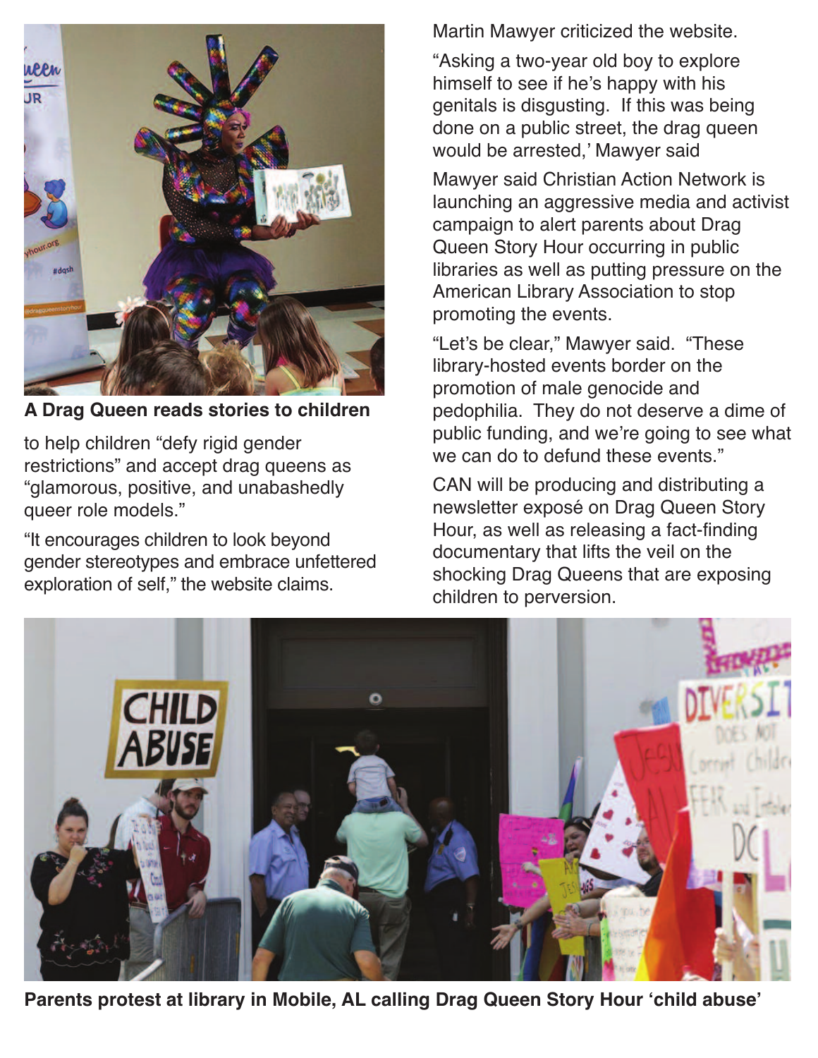**A Drag Queen reads stories to children**

to help children "defy rigid gender restrictions" and accept drag queens as "glamorous, positive, and unabashedly queer role models."

"It encourages children to look beyond gender stereotypes and embrace unfettered exploration of self," the website claims.

Martin Mawyer criticized the website.

"Asking a two-year old boy to explore himself to see if he's happy with his genitals is disgusting. If this was being done on a public street, the drag queen would be arrested,' Mawyer said

Mawyer said Christian Action Network is launching an aggressive media and activist campaign to alert parents about Drag Queen Story Hour occurring in public libraries as well as putting pressure on the American Library Association to stop promoting the events.

"Let's be clear," Mawyer said. "These library-hosted events border on the promotion of male genocide and pedophilia. They do not deserve a dime of public funding, and we're going to see what we can do to defund these events."

CAN will be producing and distributing a newsletter exposé on Drag Queen Story Hour, as well as releasing a fact-finding documentary that lifts the veil on the shocking Drag Queens that are exposing children to perversion.

**Parents protest at library in Mobile, AL calling Drag Queen Story Hour 'child abuse'**